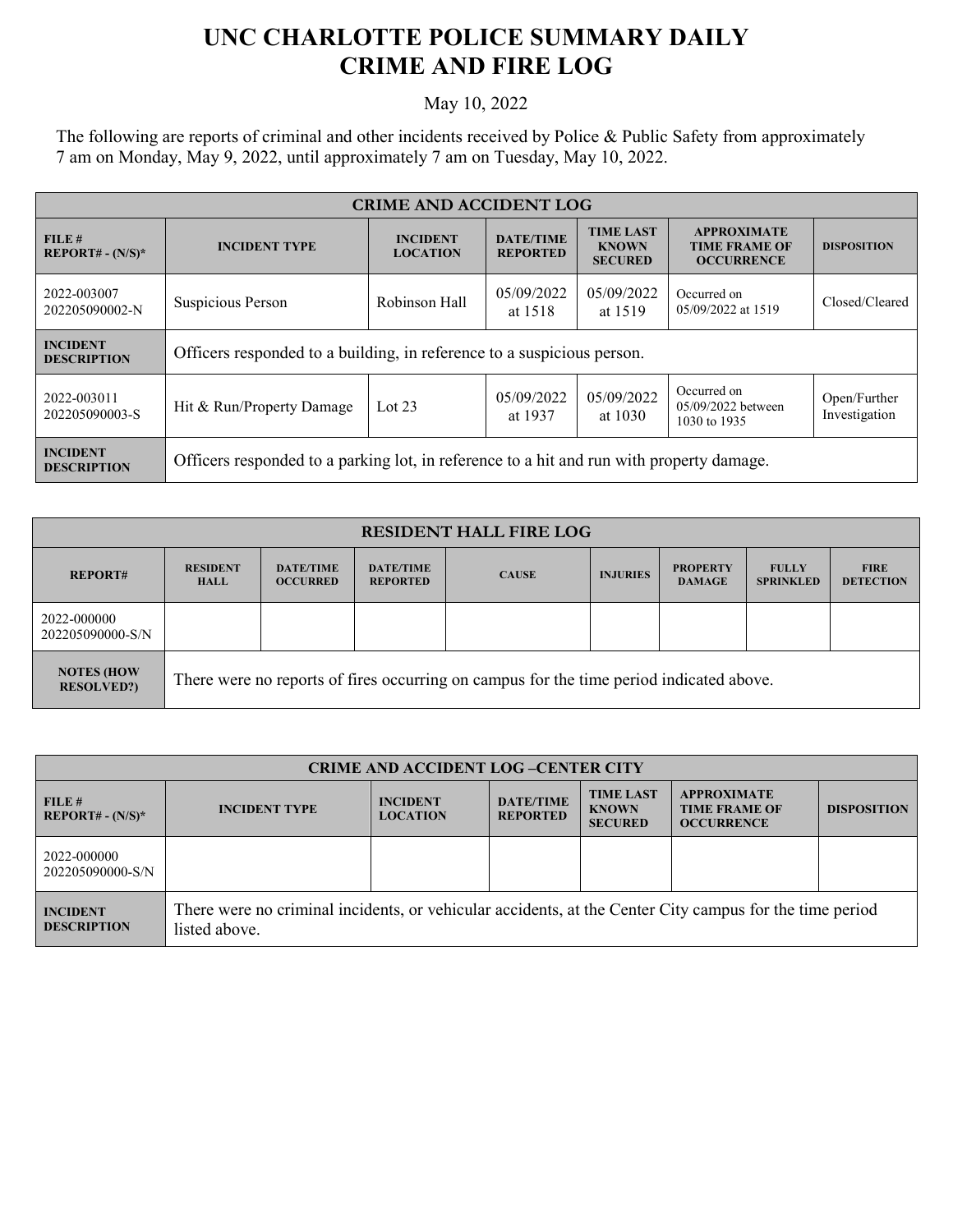# UNC CHARLOTTE POLICE SUMMARY DAILY CRIME AND FIRE LOG

May 10, 2022

The following are reports of criminal and other incidents received by Police & Public Safety from approximately 7 am on Monday, May 9, 2022, until approximately 7 am on Tuesday, May 10, 2022.

| CRIME AND ACCIDENT LOG | | | | | | |
|---|---|---|---|---|---|---|
| **FILE # REPORT# - (N/S)*** | **INCIDENT TYPE** | **INCIDENT LOCATION** | **DATE/TIME REPORTED** | **TIME LAST KNOWN SECURED** | **APPROXIMATE TIME FRAME OF OCCURRENCE** | **DISPOSITION** |
| 2022-003007 202205090002-N | Suspicious Person | Robinson Hall | 05/09/2022 at 1518 | 05/09/2022 at 1519 | Occurred on 05/09/2022 at 1519 | Closed/Cleared |
| **INCIDENT DESCRIPTION** | Officers responded to a building, in reference to a suspicious person. | | | | | |
| 2022-003011 202205090003-S | Hit & Run/Property Damage | Lot 23 | 05/09/2022 at 1937 | 05/09/2022 at 1030 | Occurred on 05/09/2022 between 1030 to 1935 | Open/Further Investigation |
| **INCIDENT DESCRIPTION** | Officers responded to a parking lot, in reference to a hit and run with property damage. | | | | | |

| RESIDENT HALL FIRE LOG | | | | | | | | |
|---|---|---|---|---|---|---|---|---|
| **REPORT#** | **RESIDENT HALL** | **DATE/TIME OCCURRED** | **DATE/TIME REPORTED** | **CAUSE** | **INJURIES** | **PROPERTY DAMAGE** | **FULLY SPRINKLED** | **FIRE DETECTION** |
| 2022-000000 202205090000-S/N | | | | | | | | |
| **NOTES (HOW RESOLVED?)** | There were no reports of fires occurring on campus for the time period indicated above. | | | | | | | |

| CRIME AND ACCIDENT LOG –CENTER CITY | | | | | | |
|---|---|---|---|---|---|---|
| **FILE # REPORT# - (N/S)*** | **INCIDENT TYPE** | **INCIDENT LOCATION** | **DATE/TIME REPORTED** | **TIME LAST KNOWN SECURED** | **APPROXIMATE TIME FRAME OF OCCURRENCE** | **DISPOSITION** |
| 2022-000000 202205090000-S/N | | | | | | |
| **INCIDENT DESCRIPTION** | There were no criminal incidents, or vehicular accidents, at the Center City campus for the time period listed above. | | | | | |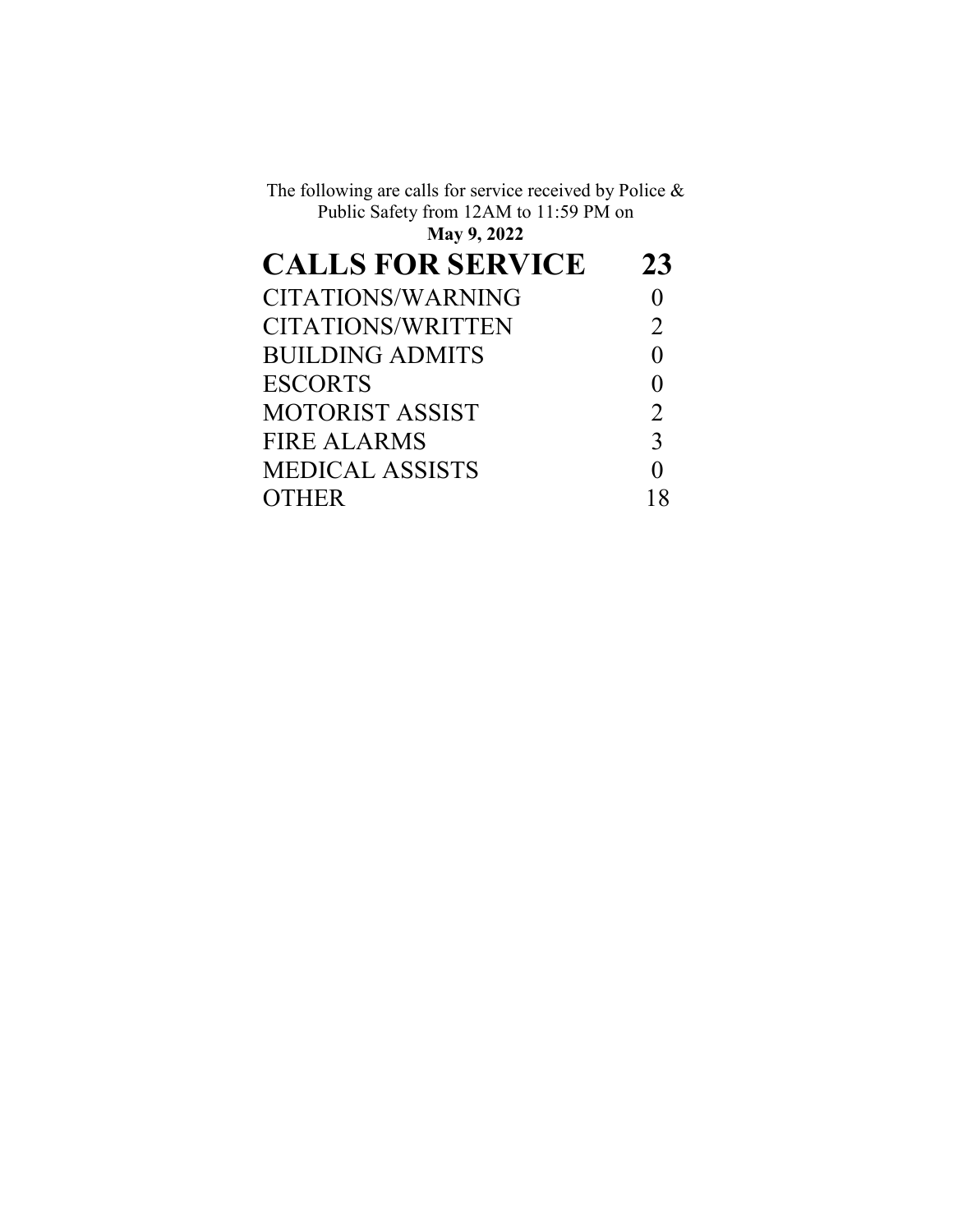The following are calls for service received by Police & Public Safety from 12AM to 11:59 PM on

**May 9, 2022**

| | |
|---|---|
| **CALLS FOR SERVICE** | **23** |
| CITATIONS/WARNING | 0 |
| CITATIONS/WRITTEN | 2 |
| BUILDING ADMITS | 0 |
| ESCORTS | 0 |
| MOTORIST ASSIST | 2 |
| FIRE ALARMS | 3 |
| MEDICAL ASSISTS | 0 |
| OTHER | 18 |